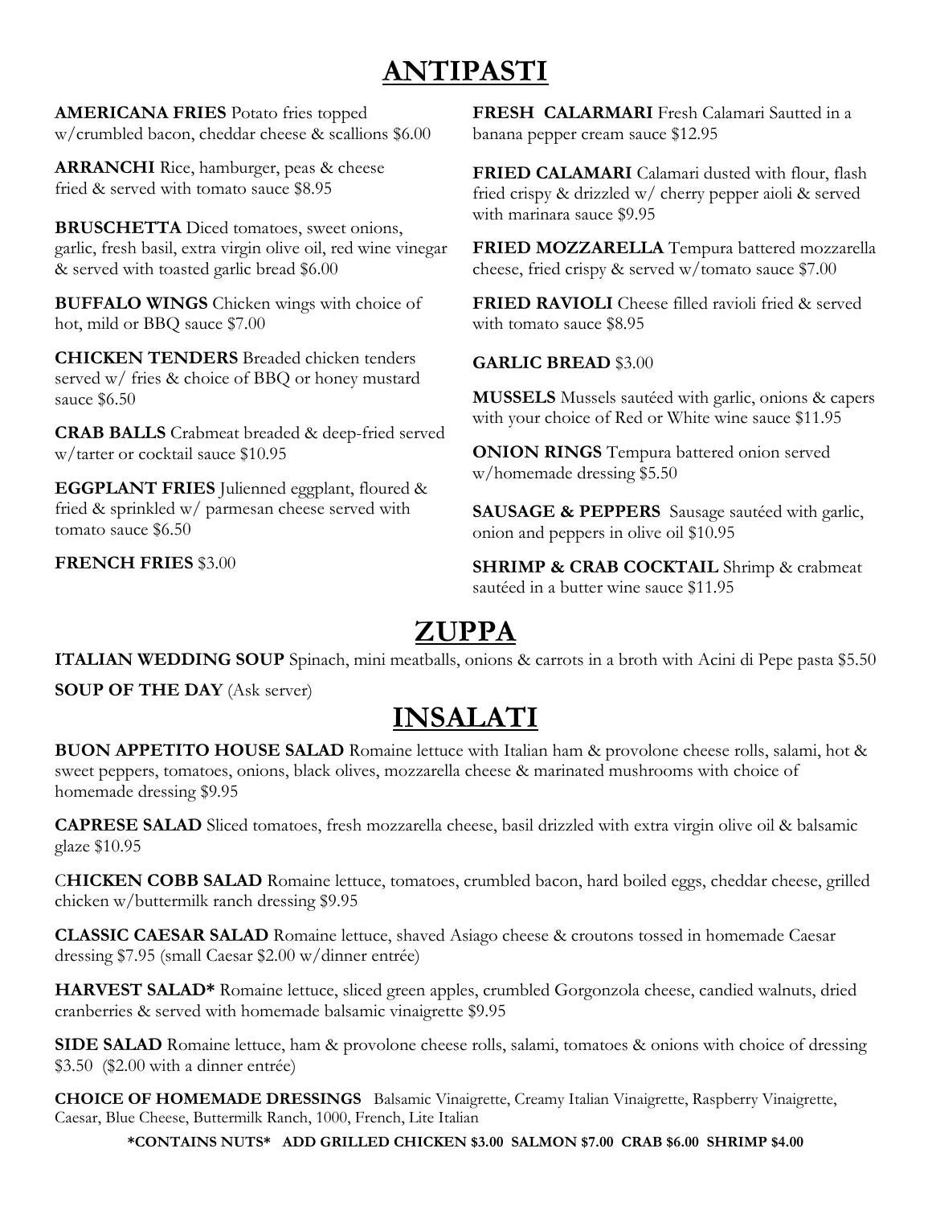# ANTIPASTI

**AMERICANA FRIES** Potato fries topped w/crumbled bacon, cheddar cheese & scallions $6.00

**ARRANCHI** Rice, hamburger, peas & cheese fried & served with tomato sauce $8.95

**BRUSCHETTA** Diced tomatoes, sweet onions, garlic, fresh basil, extra virgin olive oil, red wine vinegar & served with toasted garlic bread $6.00

**BUFFALO WINGS** Chicken wings with choice of hot, mild or BBQ sauce $7.00

**CHICKEN TENDERS** Breaded chicken tenders served w/ fries & choice of BBQ or honey mustard sauce $6.50

**CRAB BALLS** Crabmeat breaded & deep-fried served w/tarter or cocktail sauce $10.95

**EGGPLANT FRIES** Julienned eggplant, floured & fried & sprinkled w/ parmesan cheese served with tomato sauce $6.50

**FRENCH FRIES** $3.00

**FRESH CALARMARI** Fresh Calamari Sautted in a banana pepper cream sauce $12.95

**FRIED CALAMARI** Calamari dusted with flour, flash fried crispy & drizzled w/ cherry pepper aioli & served with marinara sauce $9.95

**FRIED MOZZARELLA** Tempura battered mozzarella cheese, fried crispy & served w/tomato sauce $7.00

**FRIED RAVIOLI** Cheese filled ravioli fried & served with tomato sauce $8.95

**GARLIC BREAD** $3.00

**MUSSELS** Mussels sautéed with garlic, onions & capers with your choice of Red or White wine sauce $11.95

**ONION RINGS** Tempura battered onion served w/homemade dressing $5.50

**SAUSAGE & PEPPERS** Sausage sautéed with garlic, onion and peppers in olive oil $10.95

**SHRIMP & CRAB COCKTAIL** Shrimp & crabmeat sautéed in a butter wine sauce $11.95

# ZUPPA

**ITALIAN WEDDING SOUP** Spinach, mini meatballs, onions & carrots in a broth with Acini di Pepe pasta $5.50

**SOUP OF THE DAY** (Ask server)

# INSALATI

**BUON APPETITO HOUSE SALAD** Romaine lettuce with Italian ham & provolone cheese rolls, salami, hot & sweet peppers, tomatoes, onions, black olives, mozzarella cheese & marinated mushrooms with choice of homemade dressing $9.95

**CAPRESE SALAD** Sliced tomatoes, fresh mozzarella cheese, basil drizzled with extra virgin olive oil & balsamic glaze $10.95

C**HICKEN COBB SALAD** Romaine lettuce, tomatoes, crumbled bacon, hard boiled eggs, cheddar cheese, grilled chicken w/buttermilk ranch dressing $9.95

**CLASSIC CAESAR SALAD** Romaine lettuce, shaved Asiago cheese & croutons tossed in homemade Caesar dressing $7.95 (small Caesar $2.00 w/dinner entrée)

**HARVEST SALAD*** Romaine lettuce, sliced green apples, crumbled Gorgonzola cheese, candied walnuts, dried cranberries & served with homemade balsamic vinaigrette $9.95

**SIDE SALAD** Romaine lettuce, ham & provolone cheese rolls, salami, tomatoes & onions with choice of dressing $3.50 ($2.00 with a dinner entrée)

**CHOICE OF HOMEMADE DRESSINGS** Balsamic Vinaigrette, Creamy Italian Vinaigrette, Raspberry Vinaigrette, Caesar, Blue Cheese, Buttermilk Ranch, 1000, French, Lite Italian

**\*CONTAINS NUTS\* ADD GRILLED CHICKEN $3.00 SALMON $7.00 CRAB $6.00 SHRIMP $4.00**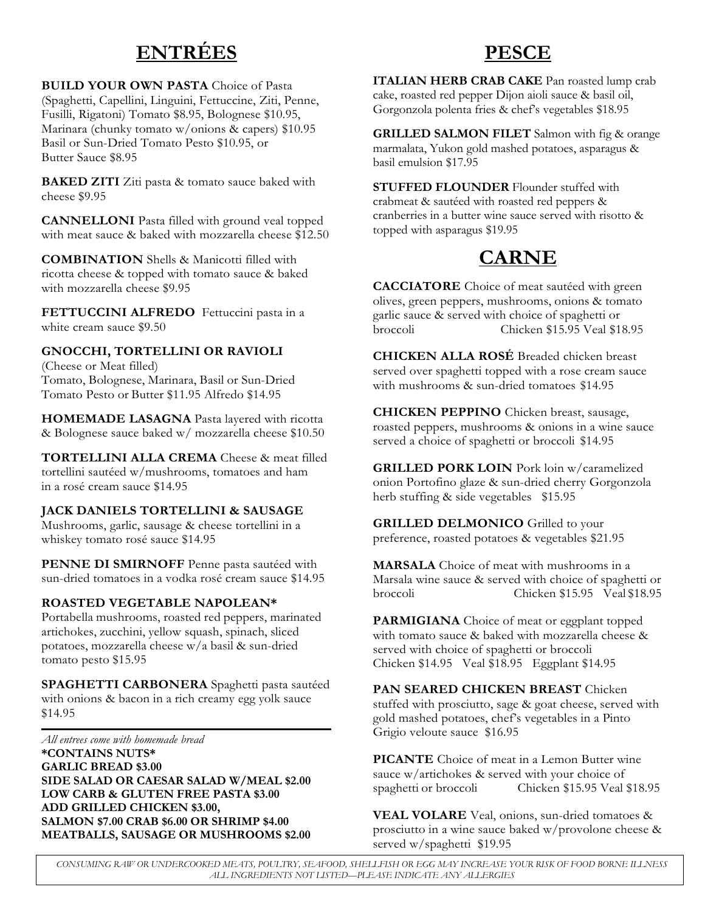# ENTRÉES

**BUILD YOUR OWN PASTA** Choice of Pasta (Spaghetti, Capellini, Linguini, Fettuccine, Ziti, Penne, Fusilli, Rigatoni) Tomato $8.95, Bolognese $10.95, Marinara (chunky tomato w/onions & capers) $10.95 Basil or Sun-Dried Tomato Pesto $10.95, or Butter Sauce $8.95

**BAKED ZITI** Ziti pasta & tomato sauce baked with cheese $9.95

**CANNELLONI** Pasta filled with ground veal topped with meat sauce & baked with mozzarella cheese $12.50

**COMBINATION** Shells & Manicotti filled with ricotta cheese & topped with tomato sauce & baked with mozzarella cheese $9.95

**FETTUCCINI ALFREDO** Fettuccini pasta in a white cream sauce $9.50

**GNOCCHI, TORTELLINI OR RAVIOLI**
(Cheese or Meat filled)
Tomato, Bolognese, Marinara, Basil or Sun-Dried Tomato Pesto or Butter $11.95 Alfredo $14.95

**HOMEMADE LASAGNA** Pasta layered with ricotta & Bolognese sauce baked w/ mozzarella cheese $10.50

**TORTELLINI ALLA CREMA** Cheese & meat filled tortellini sautéed w/mushrooms, tomatoes and ham in a rosé cream sauce $14.95

**JACK DANIELS TORTELLINI & SAUSAGE**
Mushrooms, garlic, sausage & cheese tortellini in a whiskey tomato rosé sauce $14.95

**PENNE DI SMIRNOFF** Penne pasta sautéed with sun-dried tomatoes in a vodka rosé cream sauce $14.95

**ROASTED VEGETABLE NAPOLEAN***
Portabella mushrooms, roasted red peppers, marinated artichokes, zucchini, yellow squash, spinach, sliced potatoes, mozzarella cheese w/a basil & sun-dried tomato pesto $15.95

**SPAGHETTI CARBONERA** Spaghetti pasta sautéed with onions & bacon in a rich creamy egg yolk sauce $14.95

*All entrees come with homemade bread*
**\*CONTAINS NUTS\***
**GARLIC BREAD $3.00**
**SIDE SALAD OR CAESAR SALAD W/MEAL $2.00**
**LOW CARB & GLUTEN FREE PASTA $3.00**
**ADD GRILLED CHICKEN $3.00,**
**SALMON $7.00 CRAB $6.00 OR SHRIMP $4.00**
**MEATBALLS, SAUSAGE OR MUSHROOMS $2.00**

# PESCE

**ITALIAN HERB CRAB CAKE** Pan roasted lump crab cake, roasted red pepper Dijon aioli sauce & basil oil, Gorgonzola polenta fries & chef's vegetables $18.95

**GRILLED SALMON FILET** Salmon with fig & orange marmalata, Yukon gold mashed potatoes, asparagus & basil emulsion $17.95

**STUFFED FLOUNDER** Flounder stuffed with crabmeat & sautéed with roasted red peppers & cranberries in a butter wine sauce served with risotto & topped with asparagus $19.95

# CARNE

**CACCIATORE** Choice of meat sautéed with green olives, green peppers, mushrooms, onions & tomato garlic sauce & served with choice of spaghetti or broccoli Chicken $15.95 Veal $18.95

**CHICKEN ALLA ROSÉ** Breaded chicken breast served over spaghetti topped with a rose cream sauce with mushrooms & sun-dried tomatoes $14.95

**CHICKEN PEPPINO** Chicken breast, sausage, roasted peppers, mushrooms & onions in a wine sauce served a choice of spaghetti or broccoli $14.95

**GRILLED PORK LOIN** Pork loin w/caramelized onion Portofino glaze & sun-dried cherry Gorgonzola herb stuffing & side vegetables $15.95

**GRILLED DELMONICO** Grilled to your preference, roasted potatoes & vegetables $21.95

**MARSALA** Choice of meat with mushrooms in a Marsala wine sauce & served with choice of spaghetti or broccoli Chicken $15.95 Veal $18.95

**PARMIGIANA** Choice of meat or eggplant topped with tomato sauce & baked with mozzarella cheese & served with choice of spaghetti or broccoli
Chicken $14.95 Veal $18.95 Eggplant $14.95

**PAN SEARED CHICKEN BREAST** Chicken stuffed with prosciutto, sage & goat cheese, served with gold mashed potatoes, chef's vegetables in a Pinto Grigio veloute sauce $16.95

**PICANTE** Choice of meat in a Lemon Butter wine sauce w/artichokes & served with your choice of spaghetti or broccoli Chicken $15.95 Veal $18.95

**VEAL VOLARE** Veal, onions, sun-dried tomatoes & prosciutto in a wine sauce baked w/provolone cheese & served w/spaghetti $19.95

*CONSUMING RAW OR UNDERCOOKED MEATS, POULTRY, SEAFOOD, SHELLFISH OR EGG MAY INCREASE YOUR RISK OF FOOD BORNE ILLNESS*
*ALL INGREDIENTS NOT LISTED—PLEASE INDICATE ANY ALLERGIES*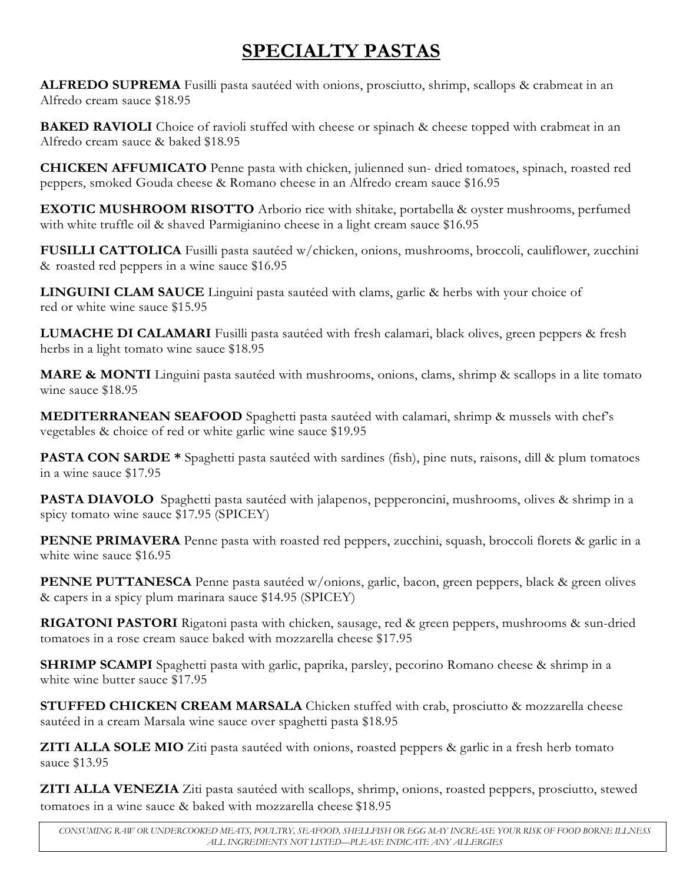# SPECIALTY PASTAS

**ALFREDO SUPREMA** Fusilli pasta sautéed with onions, prosciutto, shrimp, scallops & crabmeat in an Alfredo cream sauce $18.95

**BAKED RAVIOLI** Choice of ravioli stuffed with cheese or spinach & cheese topped with crabmeat in an Alfredo cream sauce & baked $18.95

**CHICKEN AFFUMICATO** Penne pasta with chicken, julienned sun- dried tomatoes, spinach, roasted red peppers, smoked Gouda cheese & Romano cheese in an Alfredo cream sauce $16.95

**EXOTIC MUSHROOM RISOTTO** Arborio rice with shitake, portabella & oyster mushrooms, perfumed with white truffle oil & shaved Parmigianino cheese in a light cream sauce $16.95

**FUSILLI CATTOLICA** Fusilli pasta sautéed w/chicken, onions, mushrooms, broccoli, cauliflower, zucchini & roasted red peppers in a wine sauce $16.95

**LINGUINI CLAM SAUCE** Linguini pasta sautéed with clams, garlic & herbs with your choice of red or white wine sauce $15.95

**LUMACHE DI CALAMARI** Fusilli pasta sautéed with fresh calamari, black olives, green peppers & fresh herbs in a light tomato wine sauce $18.95

**MARE & MONTI** Linguini pasta sautéed with mushrooms, onions, clams, shrimp & scallops in a lite tomato wine sauce $18.95

**MEDITERRANEAN SEAFOOD** Spaghetti pasta sautéed with calamari, shrimp & mussels with chef's vegetables & choice of red or white garlic wine sauce $19.95

**PASTA CON SARDE \*** Spaghetti pasta sautéed with sardines (fish), pine nuts, raisons, dill & plum tomatoes in a wine sauce $17.95

**PASTA DIAVOLO** Spaghetti pasta sautéed with jalapenos, pepperoncini, mushrooms, olives & shrimp in a spicy tomato wine sauce $17.95 (SPICEY)

**PENNE PRIMAVERA** Penne pasta with roasted red peppers, zucchini, squash, broccoli florets & garlic in a white wine sauce $16.95

**PENNE PUTTANESCA** Penne pasta sautéed w/onions, garlic, bacon, green peppers, black & green olives & capers in a spicy plum marinara sauce $14.95 (SPICEY)

**RIGATONI PASTORI** Rigatoni pasta with chicken, sausage, red & green peppers, mushrooms & sun-dried tomatoes in a rose cream sauce baked with mozzarella cheese $17.95

**SHRIMP SCAMPI** Spaghetti pasta with garlic, paprika, parsley, pecorino Romano cheese & shrimp in a white wine butter sauce $17.95

**STUFFED CHICKEN CREAM MARSALA** Chicken stuffed with crab, prosciutto & mozzarella cheese sautéed in a cream Marsala wine sauce over spaghetti pasta $18.95

**ZITI ALLA SOLE MIO** Ziti pasta sautéed with onions, roasted peppers & garlic in a fresh herb tomato sauce $13.95

**ZITI ALLA VENEZIA** Ziti pasta sautéed with scallops, shrimp, onions, roasted peppers, prosciutto, stewed tomatoes in a wine sauce & baked with mozzarella cheese $18.95

*CONSUMING RAW OR UNDERCOOKED MEATS, POULTRY, SEAFOOD, SHELLFISH OR EGG MAY INCREASE YOUR RISK OF FOOD BORNE ILLNESS*
*ALL INGREDIENTS NOT LISTED—PLEASE INDICATE ANY ALLERGIES*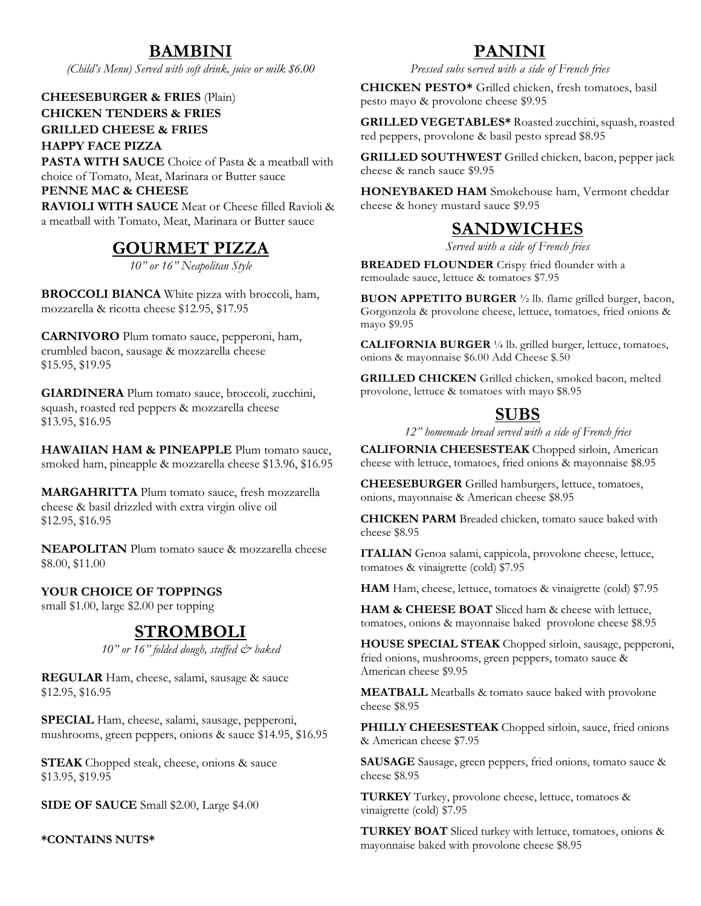## BAMBINI

*(Child's Menu) Served with soft drink, juice or milk $6.00*

**CHEESEBURGER & FRIES** (Plain)

**CHICKEN TENDERS & FRIES**

**GRILLED CHEESE & FRIES**

**HAPPY FACE PIZZA**

**PASTA WITH SAUCE** Choice of Pasta & a meatball with choice of Tomato, Meat, Marinara or Butter sauce

**PENNE MAC & CHEESE**

**RAVIOLI WITH SAUCE** Meat or Cheese filled Ravioli & a meatball with Tomato, Meat, Marinara or Butter sauce

## GOURMET PIZZA

*10" or 16" Neapolitan Style*

**BROCCOLI BIANCA** White pizza with broccoli, ham, mozzarella & ricotta cheese $12.95, $17.95

**CARNIVORO** Plum tomato sauce, pepperoni, ham, crumbled bacon, sausage & mozzarella cheese $15.95, $19.95

**GIARDINERA** Plum tomato sauce, broccoli, zucchini, squash, roasted red peppers & mozzarella cheese $13.95, $16.95

**HAWAIIAN HAM & PINEAPPLE** Plum tomato sauce, smoked ham, pineapple & mozzarella cheese $13.96, $16.95

**MARGAHRITTA** Plum tomato sauce, fresh mozzarella cheese & basil drizzled with extra virgin olive oil $12.95, $16.95

**NEAPOLITAN** Plum tomato sauce & mozzarella cheese $8.00, $11.00

**YOUR CHOICE OF TOPPINGS**
small $1.00, large $2.00 per topping

## STROMBOLI

*10" or 16" folded dough, stuffed & baked*

**REGULAR** Ham, cheese, salami, sausage & sauce $12.95, $16.95

**SPECIAL** Ham, cheese, salami, sausage, pepperoni, mushrooms, green peppers, onions & sauce $14.95, $16.95

**STEAK** Chopped steak, cheese, onions & sauce $13.95, $19.95

**SIDE OF SAUCE** Small $2.00, Large $4.00

**\*CONTAINS NUTS\***

## PANINI

*Pressed subs served with a side of French fries*

**CHICKEN PESTO\*** Grilled chicken, fresh tomatoes, basil pesto mayo & provolone cheese $9.95

**GRILLED VEGETABLES\*** Roasted zucchini, squash, roasted red peppers, provolone & basil pesto spread $8.95

**GRILLED SOUTHWEST** Grilled chicken, bacon, pepper jack cheese & ranch sauce $9.95

**HONEYBAKED HAM** Smokehouse ham, Vermont cheddar cheese & honey mustard sauce $9.95

## SANDWICHES

*Served with a side of French fries*

**BREADED FLOUNDER** Crispy fried flounder with a remoulade sauce, lettuce & tomatoes $7.95

**BUON APPETITO BURGER** ½ lb. flame grilled burger, bacon, Gorgonzola & provolone cheese, lettuce, tomatoes, fried onions & mayo $9.95

**CALIFORNIA BURGER** ¼ lb. grilled burger, lettuce, tomatoes, onions & mayonnaise $6.00 Add Cheese $.50

**GRILLED CHICKEN** Grilled chicken, smoked bacon, melted provolone, lettuce & tomatoes with mayo $8.95

## SUBS

*12" homemade bread served with a side of French fries*

**CALIFORNIA CHEESESTEAK** Chopped sirloin, American cheese with lettuce, tomatoes, fried onions & mayonnaise $8.95

**CHEESEBURGER** Grilled hamburgers, lettuce, tomatoes, onions, mayonnaise & American cheese $8.95

**CHICKEN PARM** Breaded chicken, tomato sauce baked with cheese $8.95

**ITALIAN** Genoa salami, cappicola, provolone cheese, lettuce, tomatoes & vinaigrette (cold) $7.95

**HAM** Ham, cheese, lettuce, tomatoes & vinaigrette (cold) $7.95

**HAM & CHEESE BOAT** Sliced ham & cheese with lettuce, tomatoes, onions & mayonnaise baked provolone cheese $8.95

**HOUSE SPECIAL STEAK** Chopped sirloin, sausage, pepperoni, fried onions, mushrooms, green peppers, tomato sauce & American cheese $9.95

**MEATBALL** Meatballs & tomato sauce baked with provolone cheese $8.95

**PHILLY CHEESESTEAK** Chopped sirloin, sauce, fried onions & American cheese $7.95

**SAUSAGE** Sausage, green peppers, fried onions, tomato sauce & cheese $8.95

**TURKEY** Turkey, provolone cheese, lettuce, tomatoes & vinaigrette (cold) $7.95

**TURKEY BOAT** Sliced turkey with lettuce, tomatoes, onions & mayonnaise baked with provolone cheese $8.95